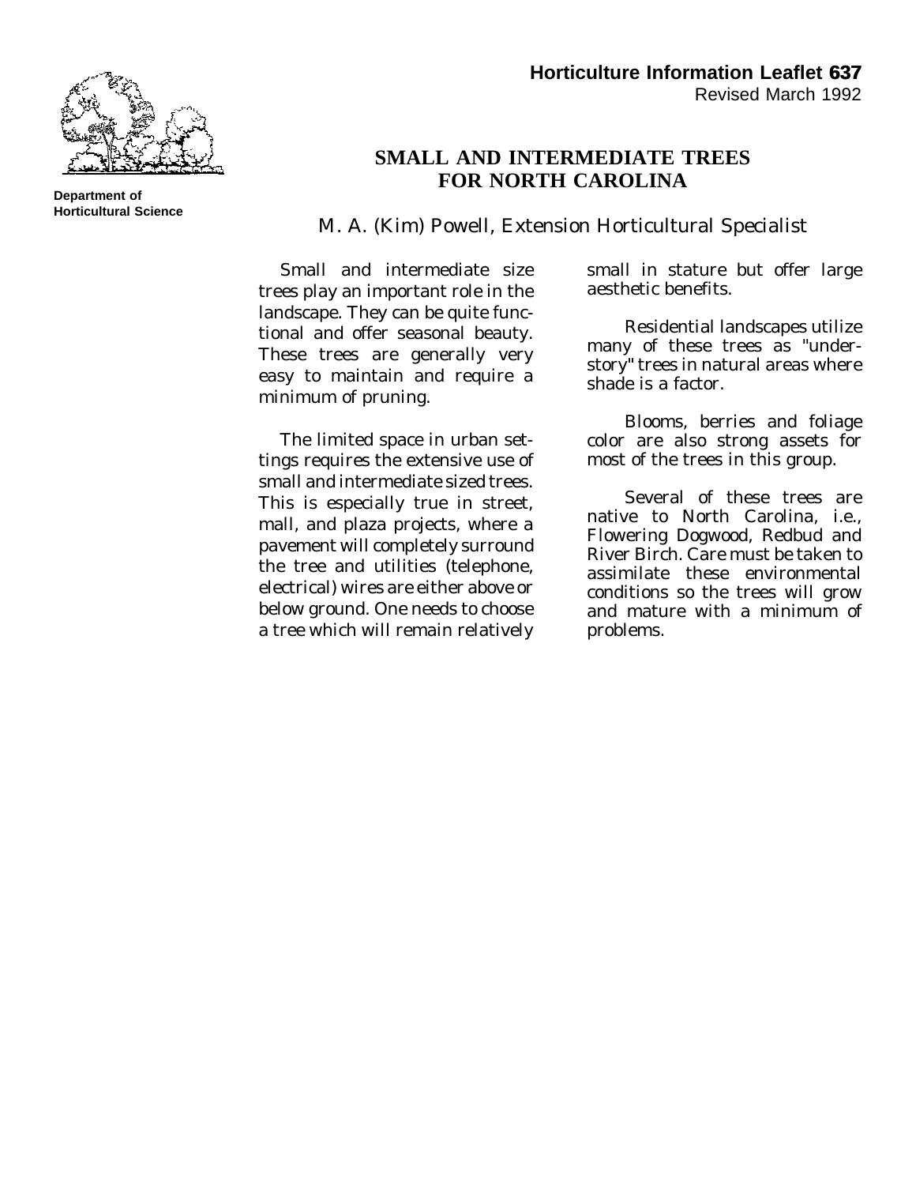Department of Horticultural Science

**Horticulture Information Leaflet 637**
Revised March 1992

# SMALL AND INTERMEDIATE TREES FOR NORTH CAROLINA

M. A. (Kim) Powell, Extension Horticultural Specialist

Small and intermediate size trees play an important role in the landscape. They can be quite functional and offer seasonal beauty. These trees are generally very easy to maintain and require a minimum of pruning.

The limited space in urban settings requires the extensive use of small and intermediate sized trees. This is especially true in street, mall, and plaza projects, where a pavement will completely surround the tree and utilities (telephone, electrical) wires are either above or below ground. One needs to choose a tree which will remain relatively small in stature but offer large aesthetic benefits.

Residential landscapes utilize many of these trees as "understory" trees in natural areas where shade is a factor.

Blooms, berries and foliage color are also strong assets for most of the trees in this group.

Several of these trees are native to North Carolina, i.e., Flowering Dogwood, Redbud and River Birch. Care must be taken to assimilate these environmental conditions so the trees will grow and mature with a minimum of problems.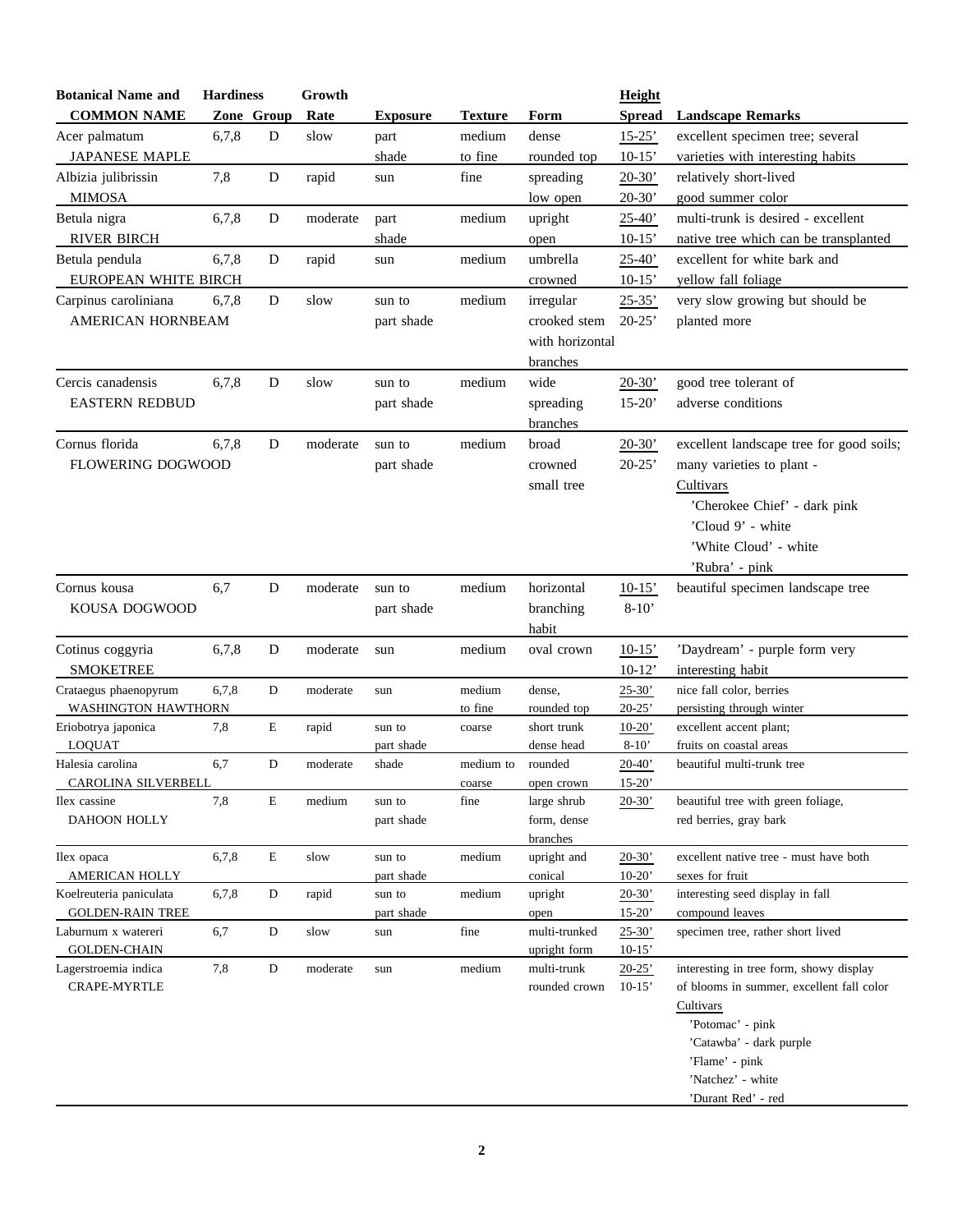| Botanical Name and COMMON NAME | Hardiness Zone | Group | Growth Rate | Exposure | Texture | Form | Height Spread | Landscape Remarks |
|---|---|---|---|---|---|---|---|---|
| Acer palmatum JAPANESE MAPLE | 6,7,8 | D | slow | part shade | medium to fine | dense rounded top | 15-25' 10-15' | excellent specimen tree; several varieties with interesting habits |
| Albizia julibrissin MIMOSA | 7,8 | D | rapid | sun | fine | spreading low open | 20-30' 20-30' | relatively short-lived good summer color |
| Betula nigra RIVER BIRCH | 6,7,8 | D | moderate | part shade | medium | upright open | 25-40' 10-15' | multi-trunk is desired - excellent native tree which can be transplanted |
| Betula pendula EUROPEAN WHITE BIRCH | 6,7,8 | D | rapid | sun | medium | umbrella crowned | 25-40' 10-15' | excellent for white bark and yellow fall foliage |
| Carpinus caroliniana AMERICAN HORNBEAM | 6,7,8 | D | slow | sun to part shade | medium | irregular crooked stem with horizontal branches | 25-35' 20-25' | very slow growing but should be planted more |
| Cercis canadensis EASTERN REDBUD | 6,7,8 | D | slow | sun to part shade | medium | wide spreading branches | 20-30' 15-20' | good tree tolerant of adverse conditions |
| Cornus florida FLOWERING DOGWOOD | 6,7,8 | D | moderate | sun to part shade | medium | broad crowned small tree | 20-30' 20-25' | excellent landscape tree for good soils; many varieties to plant - Cultivars 'Cherokee Chief' - dark pink 'Cloud 9' - white 'White Cloud' - white 'Rubra' - pink |
| Cornus kousa KOUSA DOGWOOD | 6,7 | D | moderate | sun to part shade | medium | horizontal branching habit | 10-15' 8-10' | beautiful specimen landscape tree |
| Cotinus coggyria SMOKETREE | 6,7,8 | D | moderate | sun | medium | oval crown | 10-15' 10-12' | 'Daydream' - purple form very interesting habit |
| Crataegus phaenopyrum WASHINGTON HAWTHORN | 6,7,8 | D | moderate | sun | medium to fine | dense, rounded top | 25-30' 20-25' | nice fall color, berries persisting through winter |
| Eriobotrya japonica LOQUAT | 7,8 | E | rapid | sun to part shade | coarse | short trunk dense head | 10-20' 8-10' | excellent accent plant; fruits on coastal areas |
| Halesia carolina CAROLINA SILVERBELL | 6,7 | D | moderate | shade | medium to coarse | rounded open crown | 20-40' 15-20' | beautiful multi-trunk tree |
| Ilex cassine DAHOON HOLLY | 7,8 | E | medium | sun to part shade | fine | large shrub form, dense branches | 20-30' | beautiful tree with green foliage, red berries, gray bark |
| Ilex opaca AMERICAN HOLLY | 6,7,8 | E | slow | sun to part shade | medium | upright and conical | 20-30' 10-20' | excellent native tree - must have both sexes for fruit |
| Koelreuteria paniculata GOLDEN-RAIN TREE | 6,7,8 | D | rapid | sun to part shade | medium | upright open | 20-30' 15-20' | interesting seed display in fall compound leaves |
| Laburnum x watereri GOLDEN-CHAIN | 6,7 | D | slow | sun | fine | multi-trunked upright form | 25-30' 10-15' | specimen tree, rather short lived |
| Lagerstroemia indica CRAPE-MYRTLE | 7,8 | D | moderate | sun | medium | multi-trunk rounded crown | 20-25' 10-15' | interesting in tree form, showy display of blooms in summer, excellent fall color Cultivars 'Potomac' - pink 'Catawba' - dark purple 'Flame' - pink 'Natchez' - white 'Durant Red' - red |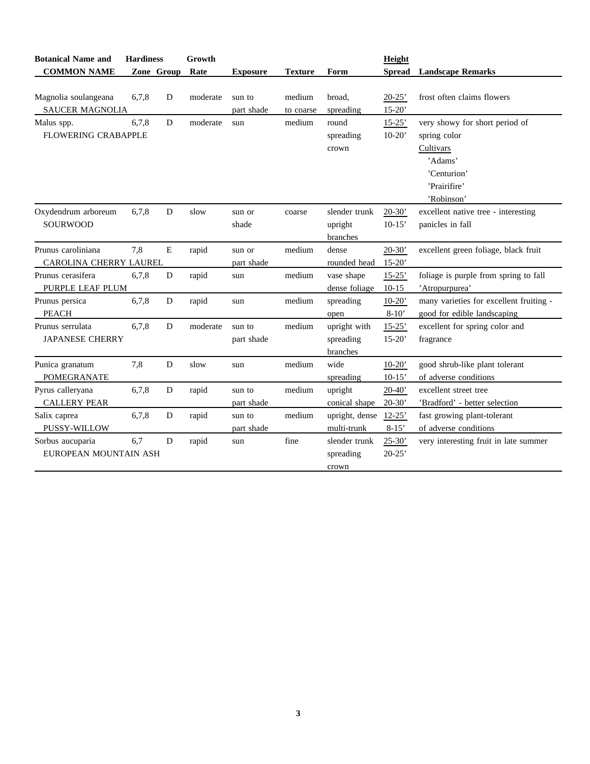| Botanical Name and COMMON NAME | Hardiness Zone | Group | Growth Rate | Exposure | Texture | Form | Height Spread | Landscape Remarks |
|---|---|---|---|---|---|---|---|---|
| Magnolia soulangeana SAUCER MAGNOLIA | 6,7,8 | D | moderate | sun to part shade | medium to coarse | broad, spreading | 20-25' 15-20' | frost often claims flowers |
| Malus spp. FLOWERING CRABAPPLE | 6,7,8 | D | moderate | sun | medium | round spreading crown | 15-25' 10-20' | very showy for short period of spring color Cultivars 'Adams' 'Centurion' 'Prairifire' 'Robinson' |
| Oxydendrum arboreum SOURWOOD | 6,7,8 | D | slow | sun or shade | coarse | slender trunk upright branches | 20-30' 10-15' | excellent native tree - interesting panicles in fall |
| Prunus caroliniana CAROLINA CHERRY LAUREL | 7,8 | E | rapid | sun or part shade | medium | dense rounded head | 20-30' 15-20' | excellent green foliage, black fruit |
| Prunus cerasifera PURPLE LEAF PLUM | 6,7,8 | D | rapid | sun | medium | vase shape dense foliage | 15-25' 10-15 | foliage is purple from spring to fall 'Atropurpurea' |
| Prunus persica PEACH | 6,7,8 | D | rapid | sun | medium | spreading open | 10-20' 8-10' | many varieties for excellent fruiting - good for edible landscaping |
| Prunus serrulata JAPANESE CHERRY | 6,7,8 | D | moderate | sun to part shade | medium | upright with spreading branches | 15-25' 15-20' | excellent for spring color and fragrance |
| Punica granatum POMEGRANATE | 7,8 | D | slow | sun | medium | wide spreading | 10-20' 10-15' | good shrub-like plant tolerant of adverse conditions |
| Pyrus calleryana CALLERY PEAR | 6,7,8 | D | rapid | sun to part shade | medium | upright conical shape | 20-40' 20-30' | excellent street tree 'Bradford' - better selection |
| Salix caprea PUSSY-WILLOW | 6,7,8 | D | rapid | sun to part shade | medium | upright, dense multi-trunk | 12-25' 8-15' | fast growing plant-tolerant of adverse conditions |
| Sorbus aucuparia EUROPEAN MOUNTAIN ASH | 6,7 | D | rapid | sun | fine | slender trunk spreading crown | 25-30' 20-25' | very interesting fruit in late summer |